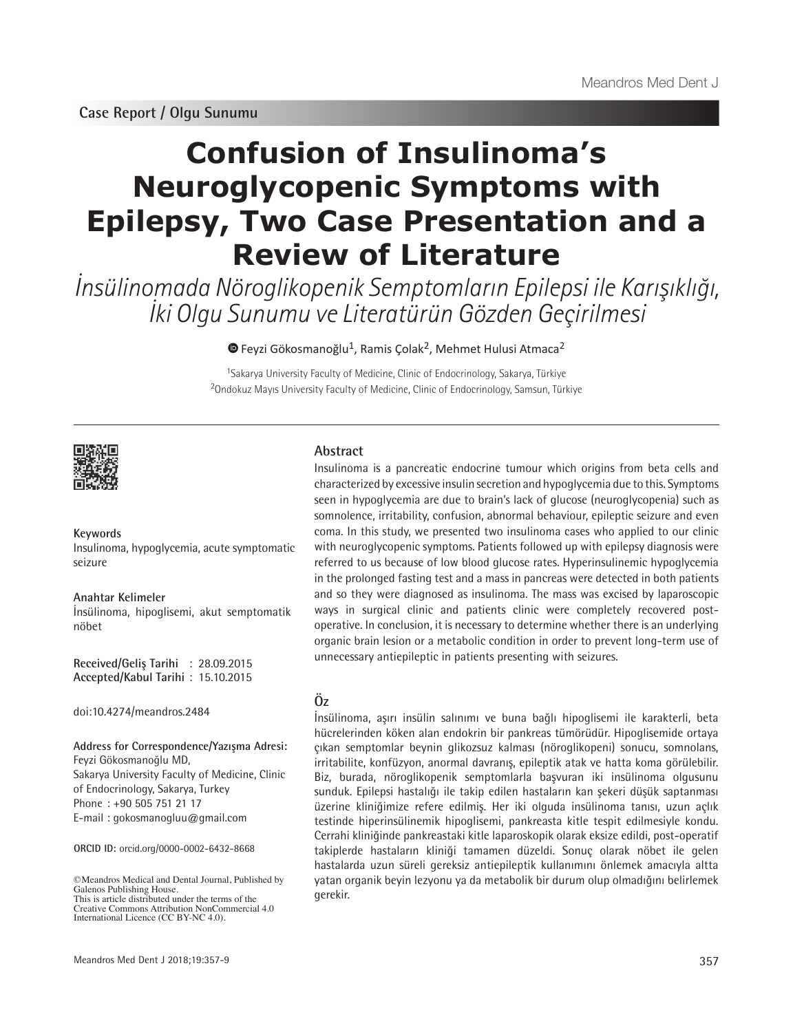Case Report / Olgu Sunumu

# Confusion of Insulinoma's Neuroglycopenic Symptoms with Epilepsy, Two Case Presentation and a Review of Literature

## *İnsülinomada Nöroglikopenik Semptomların Epilepsi ile Karışıklığı, İki Olgu Sunumu ve Literatürün Gözden Geçirilmesi*

Feyzi Gökosmanoğlu[1], Ramis Çolak[2], Mehmet Hulusi Atmaca[2]

[1]Sakarya University Faculty of Medicine, Clinic of Endocrinology, Sakarya, Türkiye
[2]Ondokuz Mayıs University Faculty of Medicine, Clinic of Endocrinology, Samsun, Türkiye

**Keywords**
Insulinoma, hypoglycemia, acute symptomatic seizure

**Anahtar Kelimeler**
İnsülinoma, hipoglisemi, akut semptomatik nöbet

**Received/Geliş Tarihi** : 28.09.2015
**Accepted/Kabul Tarihi** : 15.10.2015

doi:10.4274/meandros.2484

**Address for Correspondence/Yazışma Adresi:**
Feyzi Gökosmanoğlu MD,
Sakarya University Faculty of Medicine, Clinic of Endocrinology, Sakarya, Turkey
Phone : +90 505 751 21 17
E-mail : gokosmanogluu@gmail.com

**ORCID ID:** orcid.org/0000-0002-6432-8668

©Meandros Medical and Dental Journal, Published by Galenos Publishing House.
This is article distributed under the terms of the Creative Commons Attribution NonCommercial 4.0 International Licence (CC BY-NC 4.0).

### Abstract

Insulinoma is a pancreatic endocrine tumour which origins from beta cells and characterized by excessive insulin secretion and hypoglycemia due to this. Symptoms seen in hypoglycemia are due to brain's lack of glucose (neuroglycopenia) such as somnolence, irritability, confusion, abnormal behaviour, epileptic seizure and even coma. In this study, we presented two insulinoma cases who applied to our clinic with neuroglycopenic symptoms. Patients followed up with epilepsy diagnosis were referred to us because of low blood glucose rates. Hyperinsulinemic hypoglycemia in the prolonged fasting test and a mass in pancreas were detected in both patients and so they were diagnosed as insulinoma. The mass was excised by laparoscopic ways in surgical clinic and patients clinic were completely recovered post-operative. In conclusion, it is necessary to determine whether there is an underlying organic brain lesion or a metabolic condition in order to prevent long-term use of unnecessary antiepileptic in patients presenting with seizures.

### Öz

İnsülinoma, aşırı insülin salınımı ve buna bağlı hipoglisemi ile karakterli, beta hücrelerinden köken alan endokrin bir pankreas tümörüdür. Hipoglisemide ortaya çıkan semptomlar beynin glikozsuz kalması (nöroglikopeni) sonucu, somnolans, irritabilite, konfüzyon, anormal davranış, epileptik atak ve hatta koma görülebilir. Biz, burada, nöroglikopenik semptomlarla başvuran iki insülinoma olgusunu sunduk. Epilepsi hastalığı ile takip edilen hastaların kan şekeri düşük saptanması üzerine kliniğimize refere edilmiş. Her iki olguda insülinoma tanısı, uzun açlık testinde hiperinsülinemik hipoglisemi, pankreasta kitle tespit edilmesiyle kondu. Cerrahi kliniğinde pankreastaki kitle laparoskopik olarak eksize edildi, post-operatif takiplerde hastaların kliniği tamamen düzeldi. Sonuç olarak nöbet ile gelen hastalarda uzun süreli gereksiz antiepileptik kullanımını önlemek amacıyla altta yatan organik beyin lezyonu ya da metabolik bir durum olup olmadığını belirlemek gerekir.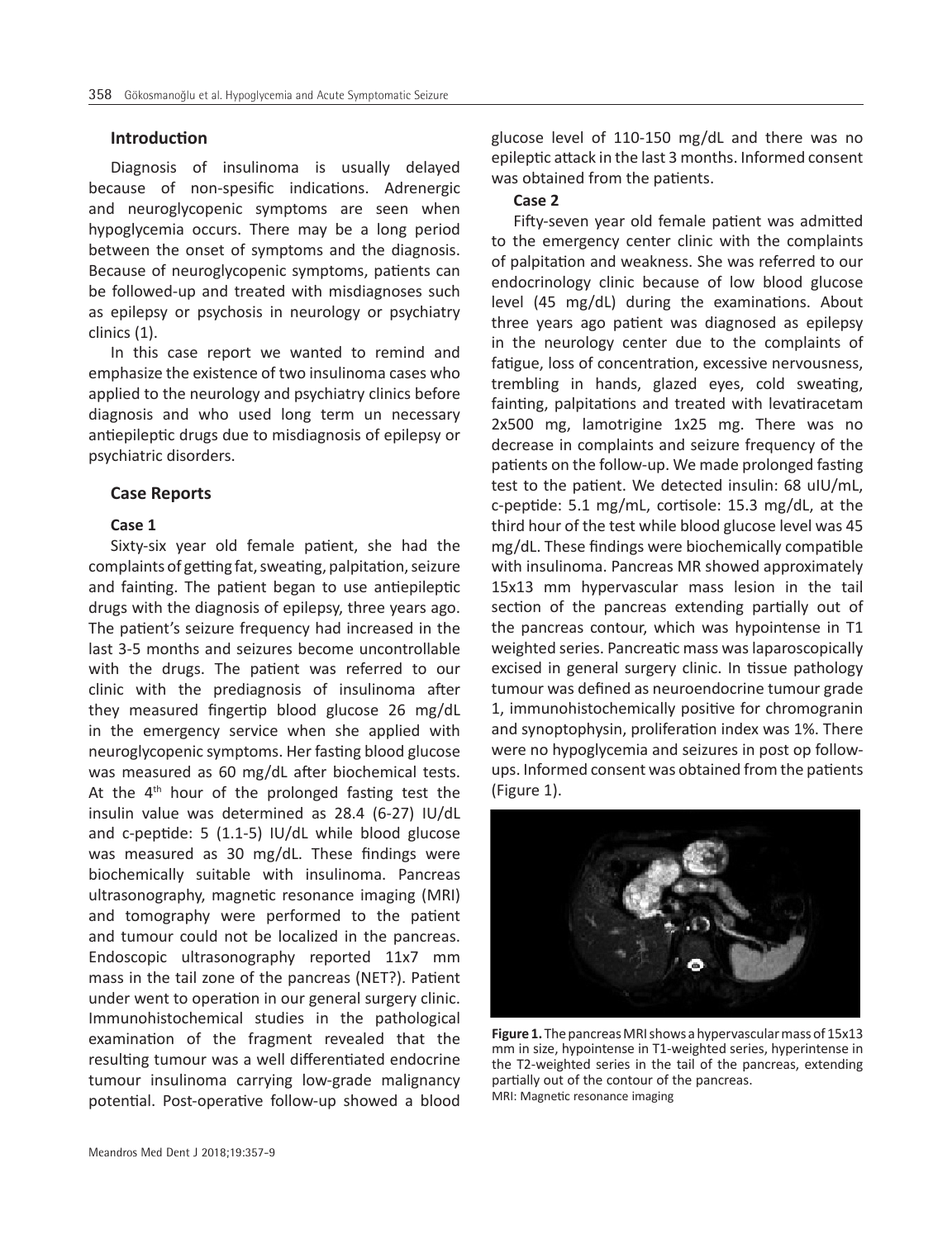## Introduction

Diagnosis of insulinoma is usually delayed because of non-spesific indications. Adrenergic and neuroglycopenic symptoms are seen when hypoglycemia occurs. There may be a long period between the onset of symptoms and the diagnosis. Because of neuroglycopenic symptoms, patients can be followed-up and treated with misdiagnoses such as epilepsy or psychosis in neurology or psychiatry clinics (1).

In this case report we wanted to remind and emphasize the existence of two insulinoma cases who applied to the neurology and psychiatry clinics before diagnosis and who used long term un necessary antiepileptic drugs due to misdiagnosis of epilepsy or psychiatric disorders.

## Case Reports

### Case 1

Sixty-six year old female patient, she had the complaints of getting fat, sweating, palpitation, seizure and fainting. The patient began to use antiepileptic drugs with the diagnosis of epilepsy, three years ago. The patient's seizure frequency had increased in the last 3-5 months and seizures become uncontrollable with the drugs. The patient was referred to our clinic with the prediagnosis of insulinoma after they measured fingertip blood glucose 26 mg/dL in the emergency service when she applied with neuroglycopenic symptoms. Her fasting blood glucose was measured as 60 mg/dL after biochemical tests. At the 4$^{th}$ hour of the prolonged fasting test the insulin value was determined as 28.4 (6-27) IU/dL and c-peptide: 5 (1.1-5) IU/dL while blood glucose was measured as 30 mg/dL. These findings were biochemically suitable with insulinoma. Pancreas ultrasonography, magnetic resonance imaging (MRI) and tomography were performed to the patient and tumour could not be localized in the pancreas. Endoscopic ultrasonography reported 11x7 mm mass in the tail zone of the pancreas (NET?). Patient under went to operation in our general surgery clinic. Immunohistochemical studies in the pathological examination of the fragment revealed that the resulting tumour was a well differentiated endocrine tumour insulinoma carrying low-grade malignancy potential. Post-operative follow-up showed a blood glucose level of 110-150 mg/dL and there was no epileptic attack in the last 3 months. Informed consent was obtained from the patients.

### Case 2

Fifty-seven year old female patient was admitted to the emergency center clinic with the complaints of palpitation and weakness. She was referred to our endocrinology clinic because of low blood glucose level (45 mg/dL) during the examinations. About three years ago patient was diagnosed as epilepsy in the neurology center due to the complaints of fatigue, loss of concentration, excessive nervousness, trembling in hands, glazed eyes, cold sweating, fainting, palpitations and treated with levatiracetam 2x500 mg, lamotrigine 1x25 mg. There was no decrease in complaints and seizure frequency of the patients on the follow-up. We made prolonged fasting test to the patient. We detected insulin: 68 uIU/mL, c-peptide: 5.1 mg/mL, cortisole: 15.3 mg/dL, at the third hour of the test while blood glucose level was 45 mg/dL. These findings were biochemically compatible with insulinoma. Pancreas MR showed approximately 15x13 mm hypervascular mass lesion in the tail section of the pancreas extending partially out of the pancreas contour, which was hypointense in T1 weighted series. Pancreatic mass was laparoscopically excised in general surgery clinic. In tissue pathology tumour was defined as neuroendocrine tumour grade 1, immunohistochemically positive for chromogranin and synoptophysin, proliferation index was 1%. There were no hypoglycemia and seizures in post op follow-ups. Informed consent was obtained from the patients (Figure 1).

**Figure 1.** The pancreas MRI shows a hypervascular mass of 15x13 mm in size, hypointense in T1-weighted series, hyperintense in the T2-weighted series in the tail of the pancreas, extending partially out of the contour of the pancreas.
MRI: Magnetic resonance imaging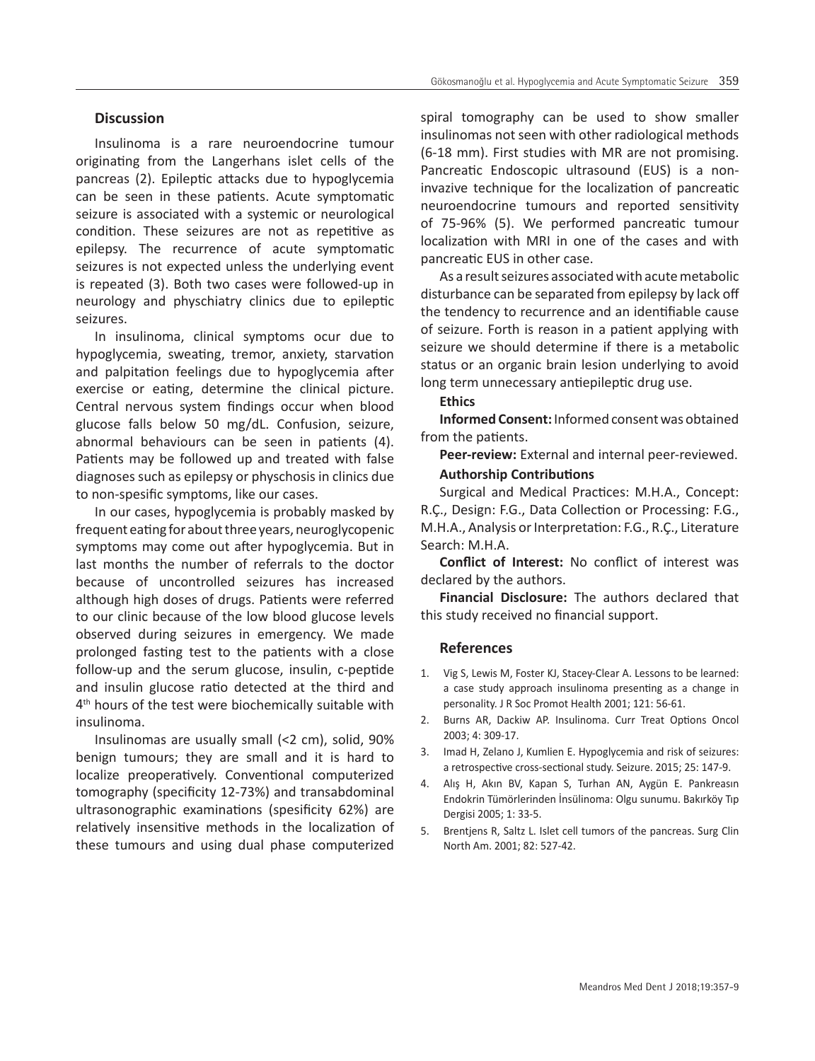## Discussion

Insulinoma is a rare neuroendocrine tumour originating from the Langerhans islet cells of the pancreas (2). Epileptic attacks due to hypoglycemia can be seen in these patients. Acute symptomatic seizure is associated with a systemic or neurological condition. These seizures are not as repetitive as epilepsy. The recurrence of acute symptomatic seizures is not expected unless the underlying event is repeated (3). Both two cases were followed-up in neurology and physchiatry clinics due to epileptic seizures.

In insulinoma, clinical symptoms ocur due to hypoglycemia, sweating, tremor, anxiety, starvation and palpitation feelings due to hypoglycemia after exercise or eating, determine the clinical picture. Central nervous system findings occur when blood glucose falls below 50 mg/dL. Confusion, seizure, abnormal behaviours can be seen in patients (4). Patients may be followed up and treated with false diagnoses such as epilepsy or physchosis in clinics due to non-spesific symptoms, like our cases.

In our cases, hypoglycemia is probably masked by frequent eating for about three years, neuroglycopenic symptoms may come out after hypoglycemia. But in last months the number of referrals to the doctor because of uncontrolled seizures has increased although high doses of drugs. Patients were referred to our clinic because of the low blood glucose levels observed during seizures in emergency. We made prolonged fasting test to the patients with a close follow-up and the serum glucose, insulin, c-peptide and insulin glucose ratio detected at the third and 4th hours of the test were biochemically suitable with insulinoma.

Insulinomas are usually small (<2 cm), solid, 90% benign tumours; they are small and it is hard to localize preoperatively. Conventional computerized tomography (specificity 12-73%) and transabdominal ultrasonographic examinations (spesificity 62%) are relatively insensitive methods in the localization of these tumours and using dual phase computerized spiral tomography can be used to show smaller insulinomas not seen with other radiological methods (6-18 mm). First studies with MR are not promising. Pancreatic Endoscopic ultrasound (EUS) is a non-invazive technique for the localization of pancreatic neuroendocrine tumours and reported sensitivity of 75-96% (5). We performed pancreatic tumour localization with MRI in one of the cases and with pancreatic EUS in other case.

As a result seizures associated with acute metabolic disturbance can be separated from epilepsy by lack off the tendency to recurrence and an identifiable cause of seizure. Forth is reason in a patient applying with seizure we should determine if there is a metabolic status or an organic brain lesion underlying to avoid long term unnecessary antiepileptic drug use.

**Ethics**

**Informed Consent:** Informed consent was obtained from the patients.

**Peer-review:** External and internal peer-reviewed.

**Authorship Contributions**

Surgical and Medical Practices: M.H.A., Concept: R.Ç., Design: F.G., Data Collection or Processing: F.G., M.H.A., Analysis or Interpretation: F.G., R.Ç., Literature Search: M.H.A.

**Conflict of Interest:** No conflict of interest was declared by the authors.

**Financial Disclosure:** The authors declared that this study received no financial support.

## References

1. Vig S, Lewis M, Foster KJ, Stacey-Clear A. Lessons to be learned: a case study approach insulinoma presenting as a change in personality. J R Soc Promot Health 2001; 121: 56-61.
2. Burns AR, Dackiw AP. Insulinoma. Curr Treat Options Oncol 2003; 4: 309-17.
3. Imad H, Zelano J, Kumlien E. Hypoglycemia and risk of seizures: a retrospective cross-sectional study. Seizure. 2015; 25: 147-9.
4. Alış H, Akın BV, Kapan S, Turhan AN, Aygün E. Pankreasın Endokrin Tümörlerinden İnsülinoma: Olgu sunumu. Bakırköy Tıp Dergisi 2005; 1: 33-5.
5. Brentjens R, Saltz L. Islet cell tumors of the pancreas. Surg Clin North Am. 2001; 82: 527-42.